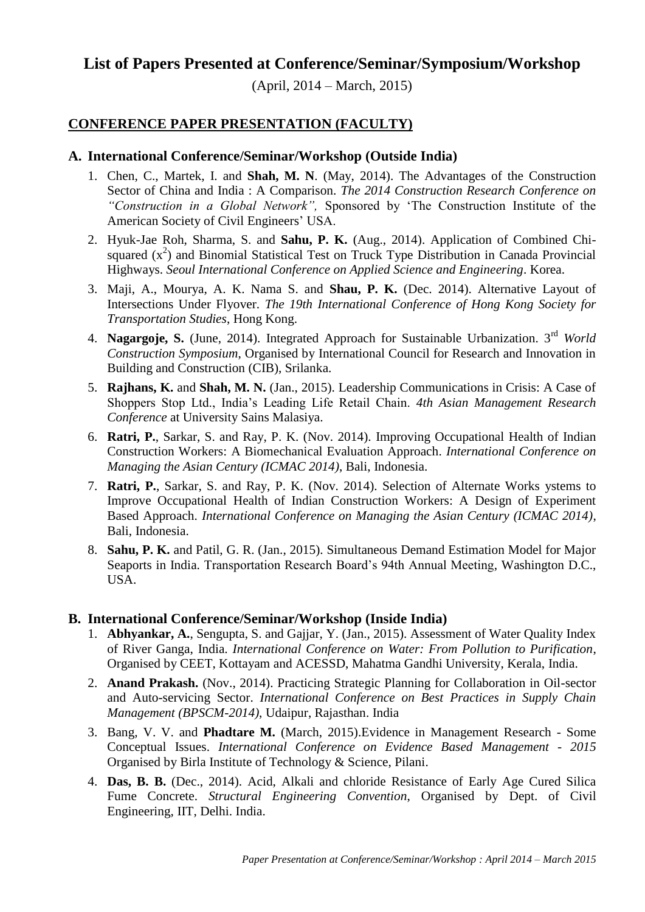# List of Papers Presented at Conference/Seminar/Symposium/Workshop

(April, 2014 – March, 2015)

## CONFERENCE PAPER PRESENTATION (FACULTY)

### A. International Conference/Seminar/Workshop (Outside India)

1. Chen, C., Martek, I. and **Shah, M. N**. (May, 2014). The Advantages of the Construction Sector of China and India : A Comparison. *The 2014 Construction Research Conference on "Construction in a Global Network",* Sponsored by 'The Construction Institute of the American Society of Civil Engineers' USA.
2. Hyuk-Jae Roh, Sharma, S. and **Sahu, P. K.** (Aug., 2014). Application of Combined Chi-squared ($x^2$) and Binomial Statistical Test on Truck Type Distribution in Canada Provincial Highways. *Seoul International Conference on Applied Science and Engineering*. Korea.
3. Maji, A., Mourya, A. K. Nama S. and **Shau, P. K.** (Dec. 2014). Alternative Layout of Intersections Under Flyover. *The 19th International Conference of Hong Kong Society for Transportation Studies*, Hong Kong.
4. **Nagargoje, S.** (June, 2014). Integrated Approach for Sustainable Urbanization. 3rd *World Construction Symposium*, Organised by International Council for Research and Innovation in Building and Construction (CIB), Srilanka.
5. **Rajhans, K.** and **Shah, M. N.** (Jan., 2015). Leadership Communications in Crisis: A Case of Shoppers Stop Ltd., India's Leading Life Retail Chain. *4th Asian Management Research Conference* at University Sains Malasiya.
6. **Ratri, P.**, Sarkar, S. and Ray, P. K. (Nov. 2014). Improving Occupational Health of Indian Construction Workers: A Biomechanical Evaluation Approach. *International Conference on Managing the Asian Century (ICMAC 2014)*, Bali, Indonesia.
7. **Ratri, P.**, Sarkar, S. and Ray, P. K. (Nov. 2014). Selection of Alternate Works ystems to Improve Occupational Health of Indian Construction Workers: A Design of Experiment Based Approach. *International Conference on Managing the Asian Century (ICMAC 2014)*, Bali, Indonesia.
8. **Sahu, P. K.** and Patil, G. R. (Jan., 2015). Simultaneous Demand Estimation Model for Major Seaports in India. Transportation Research Board's 94th Annual Meeting, Washington D.C., USA.

### B. International Conference/Seminar/Workshop (Inside India)

1. **Abhyankar, A.**, Sengupta, S. and Gajjar, Y. (Jan., 2015). Assessment of Water Quality Index of River Ganga, India. *International Conference on Water: From Pollution to Purification*, Organised by CEET, Kottayam and ACESSD, Mahatma Gandhi University, Kerala, India.
2. **Anand Prakash.** (Nov., 2014). Practicing Strategic Planning for Collaboration in Oil-sector and Auto-servicing Sector. *International Conference on Best Practices in Supply Chain Management (BPSCM-2014)*, Udaipur, Rajasthan. India
3. Bang, V. V. and **Phadtare M.** (March, 2015).Evidence in Management Research - Some Conceptual Issues. *International Conference on Evidence Based Management - 2015* Organised by Birla Institute of Technology & Science, Pilani.
4. **Das, B. B.** (Dec., 2014). Acid, Alkali and chloride Resistance of Early Age Cured Silica Fume Concrete. *Structural Engineering Convention*, Organised by Dept. of Civil Engineering, IIT, Delhi. India.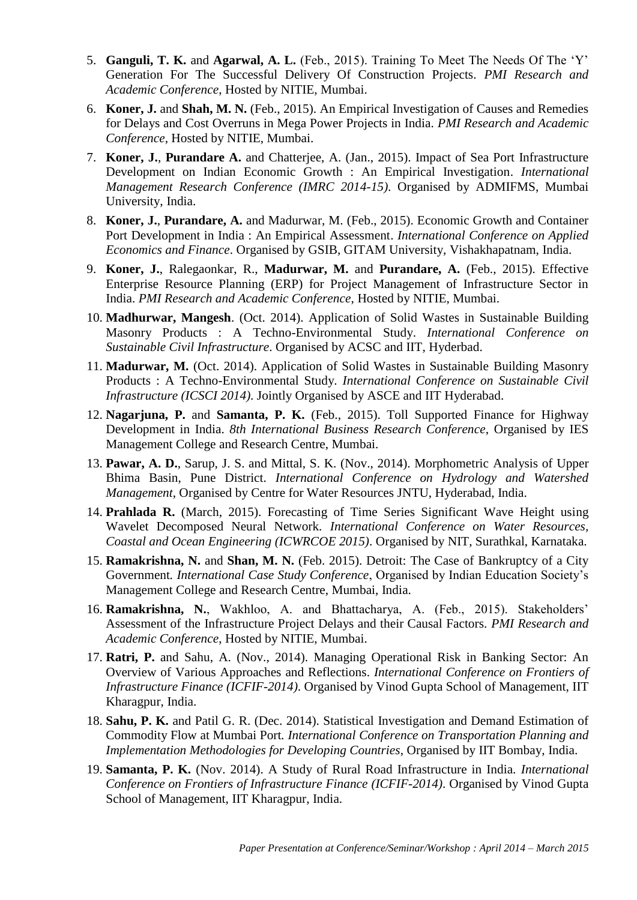5. **Ganguli, T. K.** and **Agarwal, A. L.** (Feb., 2015). Training To Meet The Needs Of The 'Y' Generation For The Successful Delivery Of Construction Projects. *PMI Research and Academic Conference*, Hosted by NITIE, Mumbai.
6. **Koner, J.** and **Shah, M. N.** (Feb., 2015). An Empirical Investigation of Causes and Remedies for Delays and Cost Overruns in Mega Power Projects in India. *PMI Research and Academic Conference*, Hosted by NITIE, Mumbai.
7. **Koner, J.**, **Purandare A.** and Chatterjee, A. (Jan., 2015). Impact of Sea Port Infrastructure Development on Indian Economic Growth : An Empirical Investigation. *International Management Research Conference (IMRC 2014-15)*. Organised by ADMIFMS, Mumbai University, India.
8. **Koner, J.**, **Purandare, A.** and Madurwar, M. (Feb., 2015). Economic Growth and Container Port Development in India : An Empirical Assessment. *International Conference on Applied Economics and Finance*. Organised by GSIB, GITAM University, Vishakhapatnam, India.
9. **Koner, J.**, Ralegaonkar, R., **Madurwar, M.** and **Purandare, A.** (Feb., 2015). Effective Enterprise Resource Planning (ERP) for Project Management of Infrastructure Sector in India. *PMI Research and Academic Conference*, Hosted by NITIE, Mumbai.
10. **Madhurwar, Mangesh**. (Oct. 2014). Application of Solid Wastes in Sustainable Building Masonry Products : A Techno-Environmental Study. *International Conference on Sustainable Civil Infrastructure*. Organised by ACSC and IIT, Hyderbad.
11. **Madurwar, M.** (Oct. 2014). Application of Solid Wastes in Sustainable Building Masonry Products : A Techno-Environmental Study. *International Conference on Sustainable Civil Infrastructure (ICSCI 2014)*. Jointly Organised by ASCE and IIT Hyderabad.
12. **Nagarjuna, P.** and **Samanta, P. K.** (Feb., 2015). Toll Supported Finance for Highway Development in India. *8th International Business Research Conference*, Organised by IES Management College and Research Centre, Mumbai.
13. **Pawar, A. D.**, Sarup, J. S. and Mittal, S. K. (Nov., 2014). Morphometric Analysis of Upper Bhima Basin, Pune District. *International Conference on Hydrology and Watershed Management*, Organised by Centre for Water Resources JNTU, Hyderabad, India.
14. **Prahlada R.** (March, 2015). Forecasting of Time Series Significant Wave Height using Wavelet Decomposed Neural Network. *International Conference on Water Resources, Coastal and Ocean Engineering (ICWRCOE 2015)*. Organised by NIT, Surathkal, Karnataka.
15. **Ramakrishna, N.** and **Shan, M. N.** (Feb. 2015). Detroit: The Case of Bankruptcy of a City Government. *International Case Study Conference*, Organised by Indian Education Society's Management College and Research Centre, Mumbai, India.
16. **Ramakrishna, N.**, Wakhloo, A. and Bhattacharya, A. (Feb., 2015). Stakeholders' Assessment of the Infrastructure Project Delays and their Causal Factors. *PMI Research and Academic Conference*, Hosted by NITIE, Mumbai.
17. **Ratri, P.** and Sahu, A. (Nov., 2014). Managing Operational Risk in Banking Sector: An Overview of Various Approaches and Reflections. *International Conference on Frontiers of Infrastructure Finance (ICFIF-2014)*. Organised by Vinod Gupta School of Management, IIT Kharagpur, India.
18. **Sahu, P. K.** and Patil G. R. (Dec. 2014). Statistical Investigation and Demand Estimation of Commodity Flow at Mumbai Port. *International Conference on Transportation Planning and Implementation Methodologies for Developing Countries*, Organised by IIT Bombay, India.
19. **Samanta, P. K.** (Nov. 2014). A Study of Rural Road Infrastructure in India. *International Conference on Frontiers of Infrastructure Finance (ICFIF-2014)*. Organised by Vinod Gupta School of Management, IIT Kharagpur, India.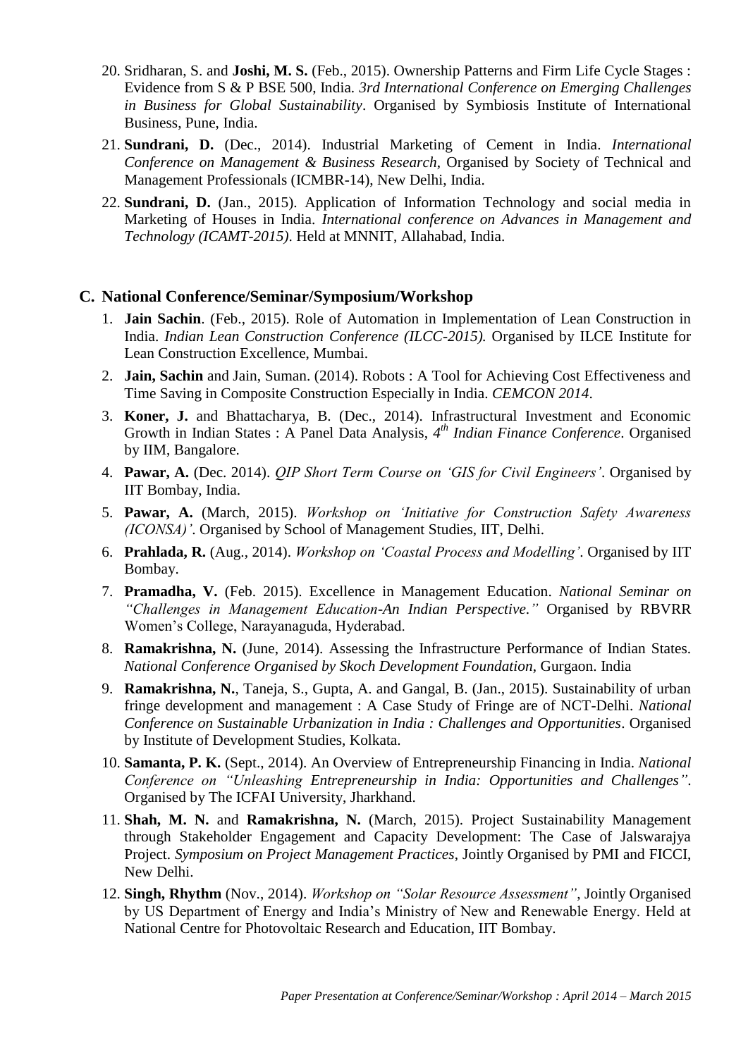20. Sridharan, S. and **Joshi, M. S.** (Feb., 2015). Ownership Patterns and Firm Life Cycle Stages : Evidence from S & P BSE 500, India. *3rd International Conference on Emerging Challenges in Business for Global Sustainability*. Organised by Symbiosis Institute of International Business, Pune, India.
21. **Sundrani, D.** (Dec., 2014). Industrial Marketing of Cement in India. *International Conference on Management & Business Research*, Organised by Society of Technical and Management Professionals (ICMBR-14), New Delhi, India.
22. **Sundrani, D.** (Jan., 2015). Application of Information Technology and social media in Marketing of Houses in India. *International conference on Advances in Management and Technology (ICAMT-2015)*. Held at MNNIT, Allahabad, India.

## C. National Conference/Seminar/Symposium/Workshop

1. **Jain Sachin**. (Feb., 2015). Role of Automation in Implementation of Lean Construction in India. *Indian Lean Construction Conference (ILCC-2015).* Organised by ILCE Institute for Lean Construction Excellence, Mumbai.
2. **Jain, Sachin** and Jain, Suman. (2014). Robots : A Tool for Achieving Cost Effectiveness and Time Saving in Composite Construction Especially in India. *CEMCON 2014*.
3. **Koner, J.** and Bhattacharya, B. (Dec., 2014). Infrastructural Investment and Economic Growth in Indian States : A Panel Data Analysis, *4th Indian Finance Conference*. Organised by IIM, Bangalore.
4. **Pawar, A.** (Dec. 2014). *QIP Short Term Course on 'GIS for Civil Engineers'*. Organised by IIT Bombay, India.
5. **Pawar, A.** (March, 2015). *Workshop on 'Initiative for Construction Safety Awareness (ICONSA)'*. Organised by School of Management Studies, IIT, Delhi.
6. **Prahlada, R.** (Aug., 2014). *Workshop on 'Coastal Process and Modelling'*. Organised by IIT Bombay.
7. **Pramadha, V.** (Feb. 2015). Excellence in Management Education. *National Seminar on "Challenges in Management Education-An Indian Perspective."* Organised by RBVRR Women's College, Narayanaguda, Hyderabad.
8. **Ramakrishna, N.** (June, 2014). Assessing the Infrastructure Performance of Indian States. *National Conference Organised by Skoch Development Foundation*, Gurgaon. India
9. **Ramakrishna, N.**, Taneja, S., Gupta, A. and Gangal, B. (Jan., 2015). Sustainability of urban fringe development and management : A Case Study of Fringe are of NCT-Delhi. *National Conference on Sustainable Urbanization in India : Challenges and Opportunities*. Organised by Institute of Development Studies, Kolkata.
10. **Samanta, P. K.** (Sept., 2014). An Overview of Entrepreneurship Financing in India. *National Conference on "Unleashing Entrepreneurship in India: Opportunities and Challenges"*. Organised by The ICFAI University, Jharkhand.
11. **Shah, M. N.** and **Ramakrishna, N.** (March, 2015). Project Sustainability Management through Stakeholder Engagement and Capacity Development: The Case of Jalswarajya Project. *Symposium on Project Management Practices*, Jointly Organised by PMI and FICCI, New Delhi.
12. **Singh, Rhythm** (Nov., 2014). *Workshop on "Solar Resource Assessment"*, Jointly Organised by US Department of Energy and India's Ministry of New and Renewable Energy. Held at National Centre for Photovoltaic Research and Education, IIT Bombay.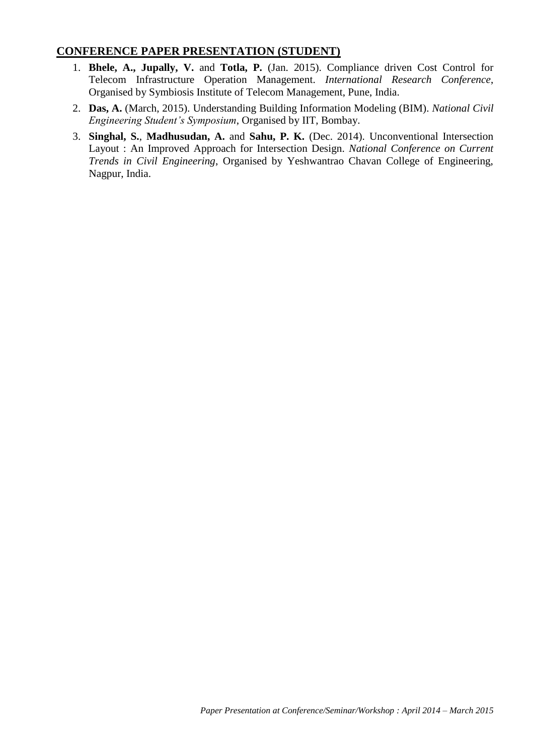## CONFERENCE PAPER PRESENTATION (STUDENT)

1. **Bhele, A., Jupally, V.** and **Totla, P.** (Jan. 2015). Compliance driven Cost Control for Telecom Infrastructure Operation Management. *International Research Conference*, Organised by Symbiosis Institute of Telecom Management, Pune, India.
2. **Das, A.** (March, 2015). Understanding Building Information Modeling (BIM). *National Civil Engineering Student's Symposium*, Organised by IIT, Bombay.
3. **Singhal, S.**, **Madhusudan, A.** and **Sahu, P. K.** (Dec. 2014). Unconventional Intersection Layout : An Improved Approach for Intersection Design. *National Conference on Current Trends in Civil Engineering*, Organised by Yeshwantrao Chavan College of Engineering, Nagpur, India.